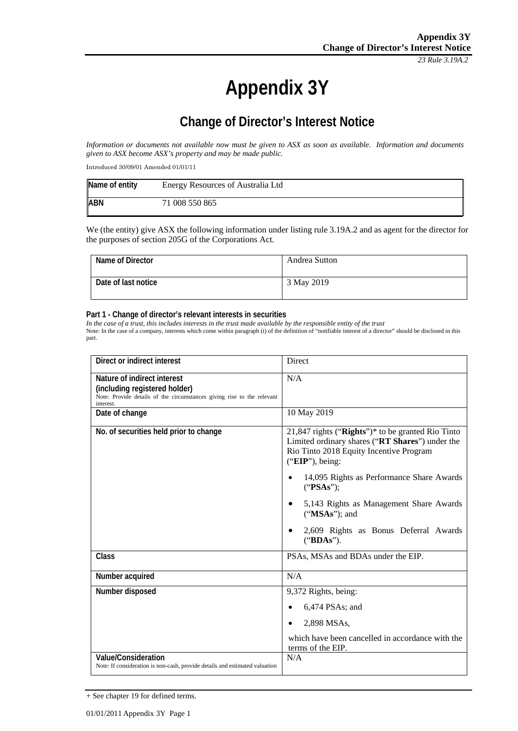# Appendix 3Y

## Change of Director's Interest Notice

*Information or documents not available now must be given to ASX as soon as available. Information and documents given to ASX become ASX's property and may be made public.*

Introduced 30/09/01 Amended 01/01/11

| Name of entity | Energy Resources of Australia Ltd |
|---|---|
| ABN | 71 008 550 865 |

We (the entity) give ASX the following information under listing rule 3.19A.2 and as agent for the director for the purposes of section 205G of the Corporations Act.

| Name of Director | Andrea Sutton |
|---|---|
| Date of last notice | 3 May 2019 |

### Part 1 - Change of director's relevant interests in securities

*In the case of a trust, this includes interests in the trust made available by the responsible entity of the trust*

Note: In the case of a company, interests which come within paragraph (i) of the definition of "notifiable interest of a director" should be disclosed in this part.

| Direct or indirect interest | Direct |
|---|---|
| **Nature of indirect interest (including registered holder)**<br>Note: Provide details of the circumstances giving rise to the relevant interest. | N/A |
| Date of change | 10 May 2019 |
| No. of securities held prior to change | 21,847 rights ("**Rights**")* to be granted Rio Tinto Limited ordinary shares ("**RT Shares**") under the Rio Tinto 2018 Equity Incentive Program ("**EIP**"), being:<br>• 14,095 Rights as Performance Share Awards ("**PSAs**");<br>• 5,143 Rights as Management Share Awards ("**MSAs**"); and<br>• 2,609 Rights as Bonus Deferral Awards ("**BDAs**"). |
| Class | PSAs, MSAs and BDAs under the EIP. |
| Number acquired | N/A |
| Number disposed | 9,372 Rights, being:<br>• 6,474 PSAs; and<br>• 2,898 MSAs,<br>which have been cancelled in accordance with the terms of the EIP. |
| **Value/Consideration**<br>Note: If consideration is non-cash, provide details and estimated valuation | N/A |

+ See chapter 19 for defined terms.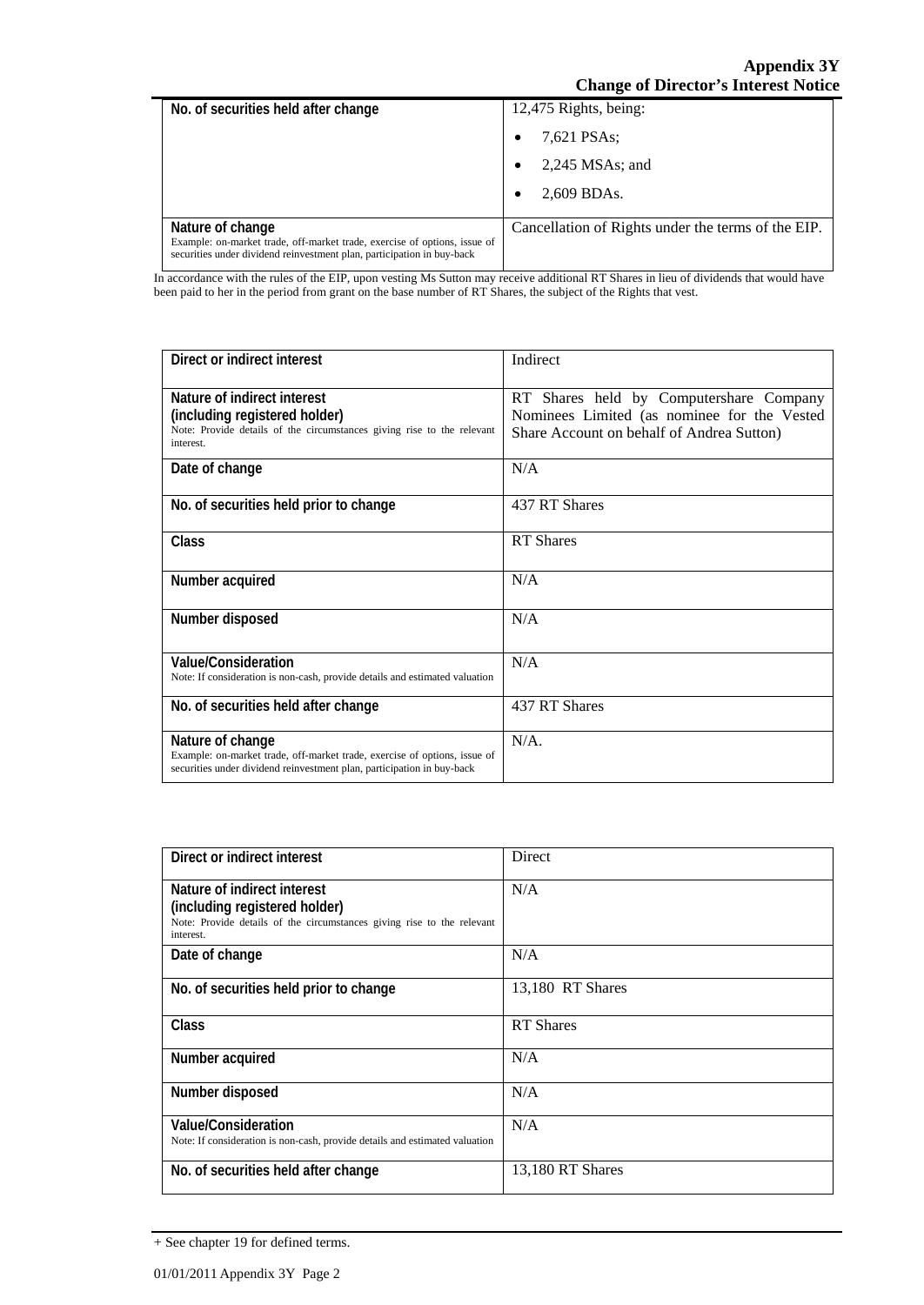| | |
|---|---|
| **No. of securities held after change** | 12,475 Rights, being:<br>• 7,621 PSAs;<br>• 2,245 MSAs; and<br>• 2,609 BDAs. |
| **Nature of change**<br>Example: on-market trade, off-market trade, exercise of options, issue of securities under dividend reinvestment plan, participation in buy-back | Cancellation of Rights under the terms of the EIP. |

In accordance with the rules of the EIP, upon vesting Ms Sutton may receive additional RT Shares in lieu of dividends that would have been paid to her in the period from grant on the base number of RT Shares, the subject of the Rights that vest.

| | |
|---|---|
| **Direct or indirect interest** | Indirect |
| **Nature of indirect interest (including registered holder)**<br>Note: Provide details of the circumstances giving rise to the relevant interest. | RT Shares held by Computershare Company Nominees Limited (as nominee for the Vested Share Account on behalf of Andrea Sutton) |
| **Date of change** | N/A |
| **No. of securities held prior to change** | 437 RT Shares |
| **Class** | RT Shares |
| **Number acquired** | N/A |
| **Number disposed** | N/A |
| **Value/Consideration**<br>Note: If consideration is non-cash, provide details and estimated valuation | N/A |
| **No. of securities held after change** | 437 RT Shares |
| **Nature of change**<br>Example: on-market trade, off-market trade, exercise of options, issue of securities under dividend reinvestment plan, participation in buy-back | N/A. |

| | |
|---|---|
| **Direct or indirect interest** | Direct |
| **Nature of indirect interest (including registered holder)**<br>Note: Provide details of the circumstances giving rise to the relevant interest. | N/A |
| **Date of change** | N/A |
| **No. of securities held prior to change** | 13,180 RT Shares |
| **Class** | RT Shares |
| **Number acquired** | N/A |
| **Number disposed** | N/A |
| **Value/Consideration**<br>Note: If consideration is non-cash, provide details and estimated valuation | N/A |
| **No. of securities held after change** | 13,180 RT Shares |

+ See chapter 19 for defined terms.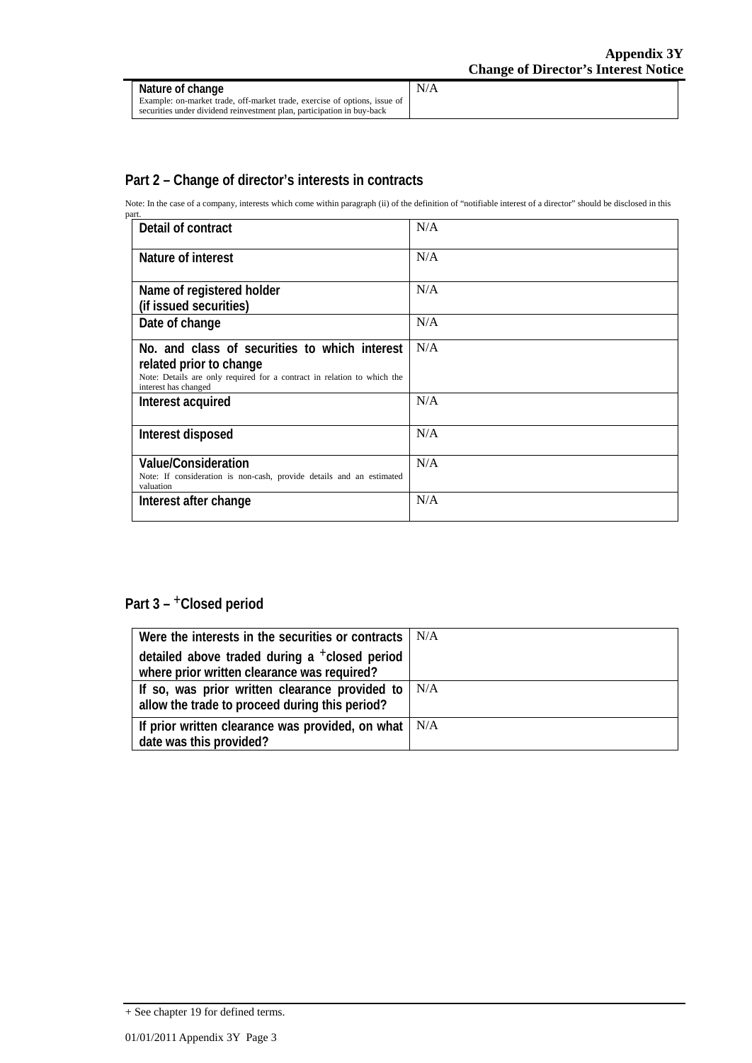| | |
|---|---|
| **Nature of change** <br> Example: on-market trade, off-market trade, exercise of options, issue of securities under dividend reinvestment plan, participation in buy-back | N/A |

## Part 2 – Change of director's interests in contracts

Note: In the case of a company, interests which come within paragraph (ii) of the definition of "notifiable interest of a director" should be disclosed in this part.

| | |
|---|---|
| **Detail of contract** | N/A |
| **Nature of interest** | N/A |
| **Name of registered holder (if issued securities)** | N/A |
| **Date of change** | N/A |
| **No. and class of securities to which interest related prior to change** <br> Note: Details are only required for a contract in relation to which the interest has changed | N/A |
| **Interest acquired** | N/A |
| **Interest disposed** | N/A |
| **Value/Consideration** <br> Note: If consideration is non-cash, provide details and an estimated valuation | N/A |
| **Interest after change** | N/A |

## Part 3 – +Closed period

| | |
|---|---|
| **Were the interests in the securities or contracts detailed above traded during a +closed period where prior written clearance was required?** | N/A |
| **If so, was prior written clearance provided to allow the trade to proceed during this period?** | N/A |
| **If prior written clearance was provided, on what date was this provided?** | N/A |

+ See chapter 19 for defined terms.